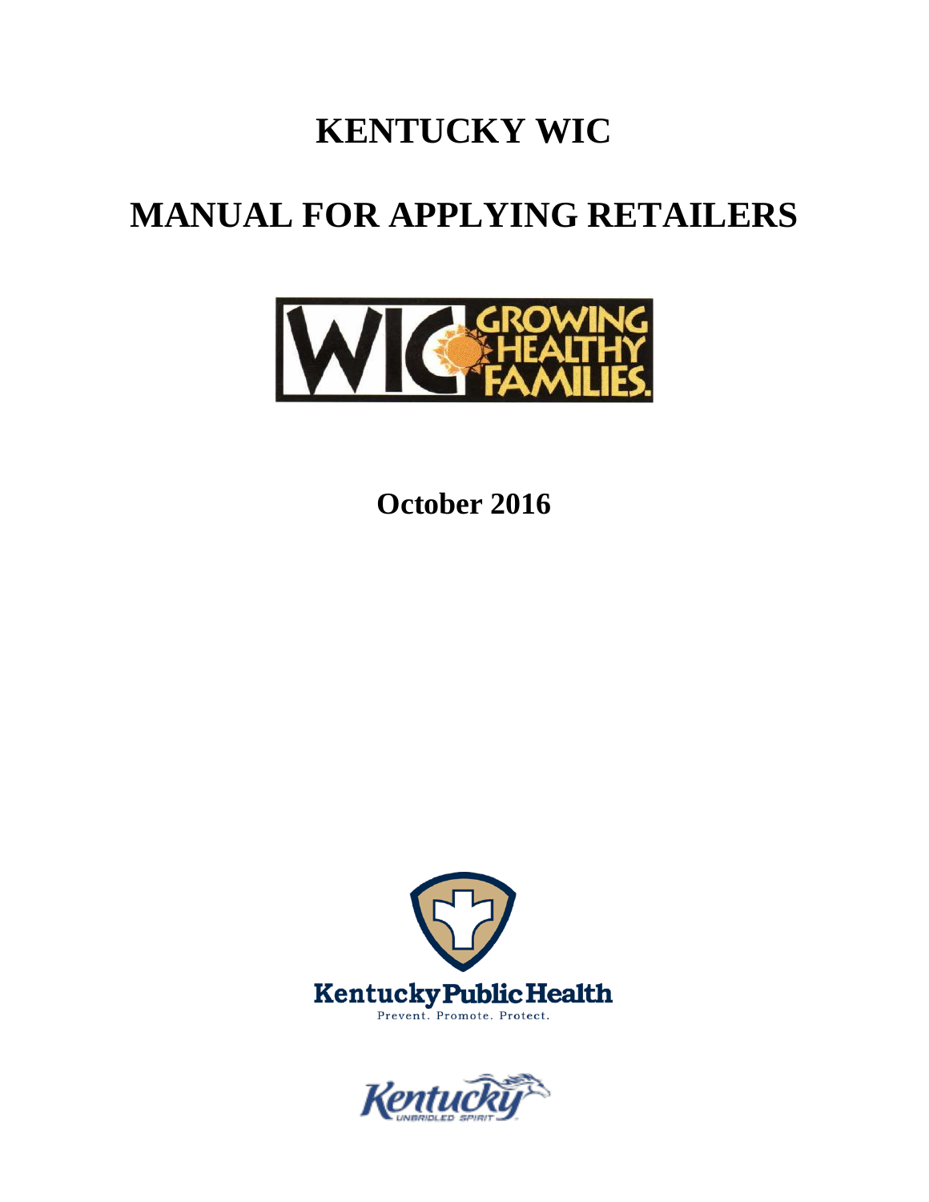# KENTUCKY WIC

# MANUAL FOR APPLYING RETAILERS

**October 2016**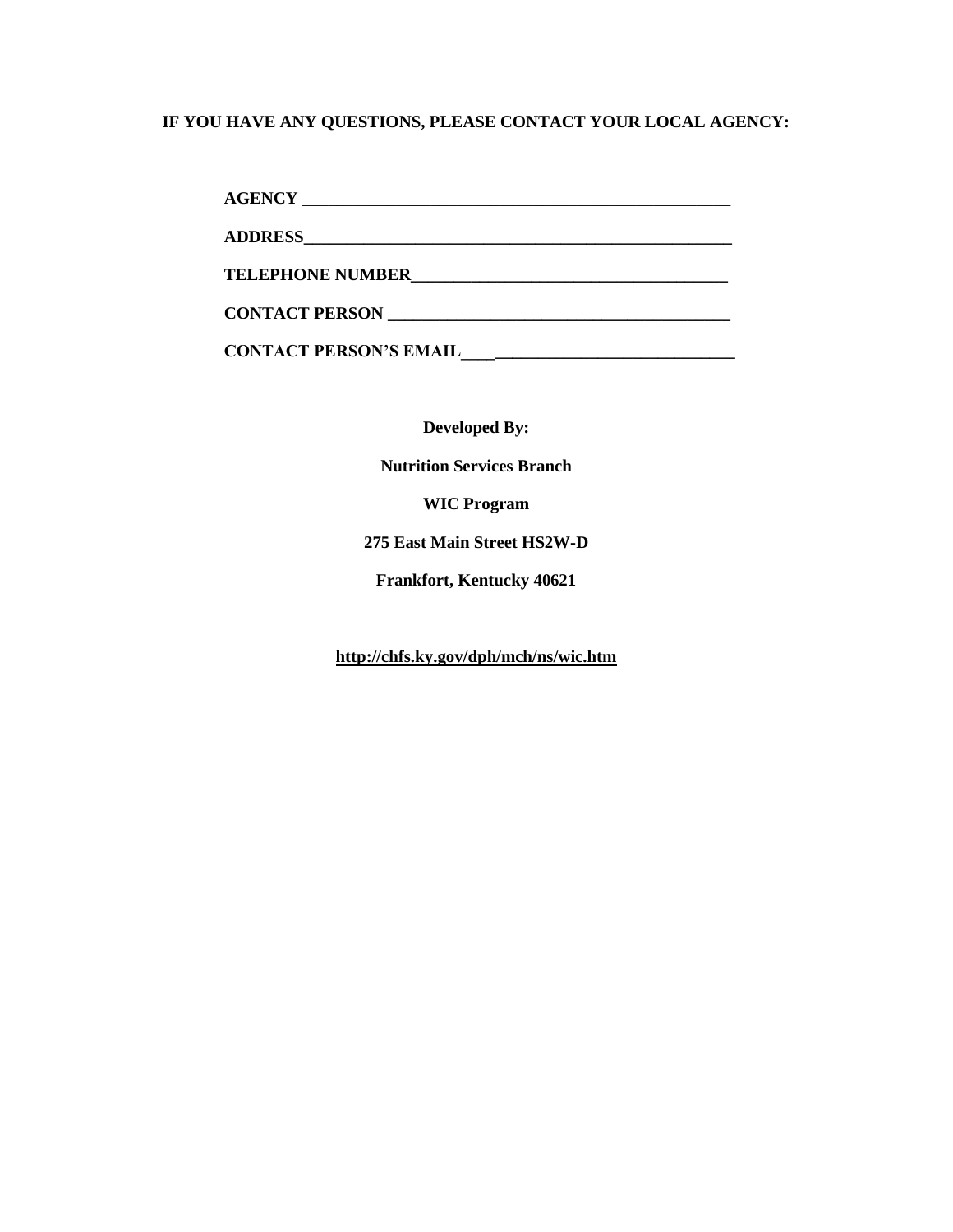**IF YOU HAVE ANY QUESTIONS, PLEASE CONTACT YOUR LOCAL AGENCY:**

**AGENCY** ______________________________________________________

**ADDRESS**______________________________________________________

**TELEPHONE NUMBER**_______________________________________

**CONTACT PERSON** ____________________________________________

**CONTACT PERSON'S EMAIL**_________________________________

**Developed By:**

**Nutrition Services Branch**

**WIC Program**

**275 East Main Street HS2W-D**

**Frankfort, Kentucky 40621**

**http://chfs.ky.gov/dph/mch/ns/wic.htm**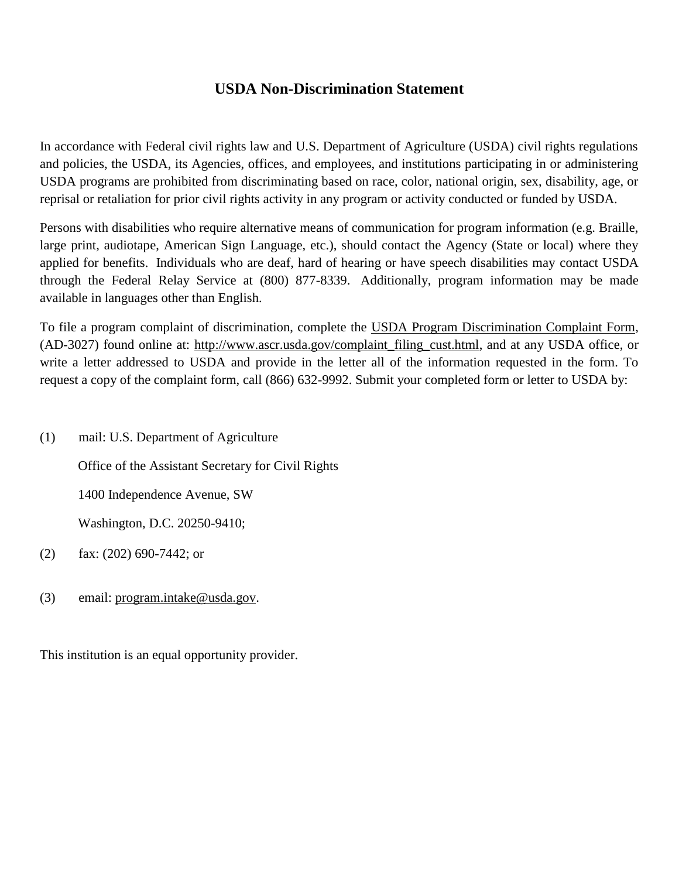# USDA Non-Discrimination Statement

In accordance with Federal civil rights law and U.S. Department of Agriculture (USDA) civil rights regulations and policies, the USDA, its Agencies, offices, and employees, and institutions participating in or administering USDA programs are prohibited from discriminating based on race, color, national origin, sex, disability, age, or reprisal or retaliation for prior civil rights activity in any program or activity conducted or funded by USDA.

Persons with disabilities who require alternative means of communication for program information (e.g. Braille, large print, audiotape, American Sign Language, etc.), should contact the Agency (State or local) where they applied for benefits. Individuals who are deaf, hard of hearing or have speech disabilities may contact USDA through the Federal Relay Service at (800) 877-8339. Additionally, program information may be made available in languages other than English.

To file a program complaint of discrimination, complete the USDA Program Discrimination Complaint Form, (AD-3027) found online at: http://www.ascr.usda.gov/complaint_filing_cust.html, and at any USDA office, or write a letter addressed to USDA and provide in the letter all of the information requested in the form. To request a copy of the complaint form, call (866) 632-9992. Submit your completed form or letter to USDA by:

(1) mail: U.S. Department of Agriculture

Office of the Assistant Secretary for Civil Rights

1400 Independence Avenue, SW

Washington, D.C. 20250-9410;

(2) fax: (202) 690-7442; or

(3) email: program.intake@usda.gov.

This institution is an equal opportunity provider.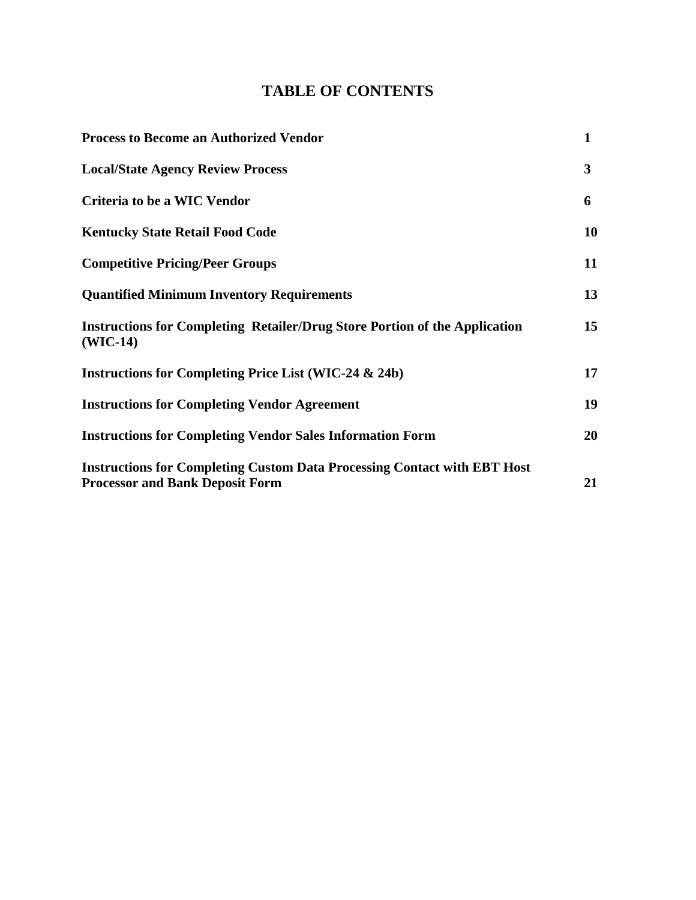# TABLE OF CONTENTS

| | |
|---|---|
| **Process to Become an Authorized Vendor** | **1** |
| **Local/State Agency Review Process** | **3** |
| **Criteria to be a WIC Vendor** | **6** |
| **Kentucky State Retail Food Code** | **10** |
| **Competitive Pricing/Peer Groups** | **11** |
| **Quantified Minimum Inventory Requirements** | **13** |
| **Instructions for Completing Retailer/Drug Store Portion of the Application (WIC-14)** | **15** |
| **Instructions for Completing Price List (WIC-24 & 24b)** | **17** |
| **Instructions for Completing Vendor Agreement** | **19** |
| **Instructions for Completing Vendor Sales Information Form** | **20** |
| **Instructions for Completing Custom Data Processing Contact with EBT Host Processor and Bank Deposit Form** | **21** |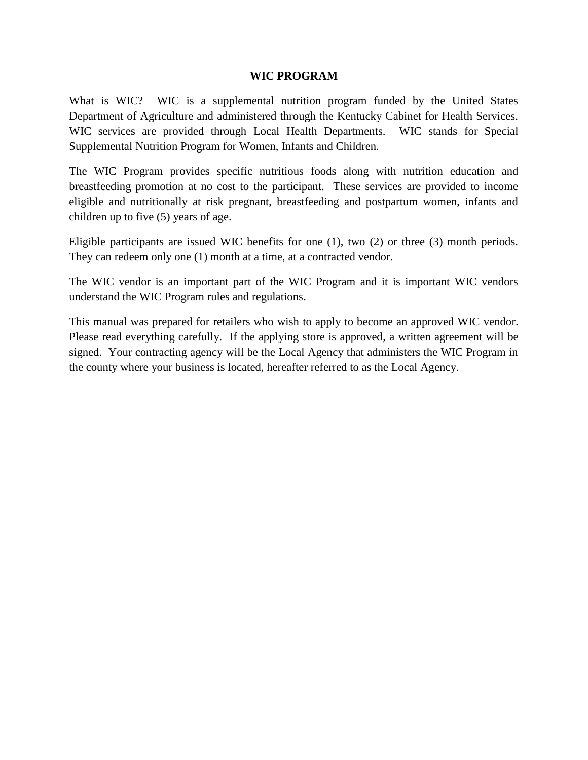# WIC PROGRAM

What is WIC? WIC is a supplemental nutrition program funded by the United States Department of Agriculture and administered through the Kentucky Cabinet for Health Services. WIC services are provided through Local Health Departments. WIC stands for Special Supplemental Nutrition Program for Women, Infants and Children.

The WIC Program provides specific nutritious foods along with nutrition education and breastfeeding promotion at no cost to the participant. These services are provided to income eligible and nutritionally at risk pregnant, breastfeeding and postpartum women, infants and children up to five (5) years of age.

Eligible participants are issued WIC benefits for one (1), two (2) or three (3) month periods. They can redeem only one (1) month at a time, at a contracted vendor.

The WIC vendor is an important part of the WIC Program and it is important WIC vendors understand the WIC Program rules and regulations.

This manual was prepared for retailers who wish to apply to become an approved WIC vendor. Please read everything carefully. If the applying store is approved, a written agreement will be signed. Your contracting agency will be the Local Agency that administers the WIC Program in the county where your business is located, hereafter referred to as the Local Agency.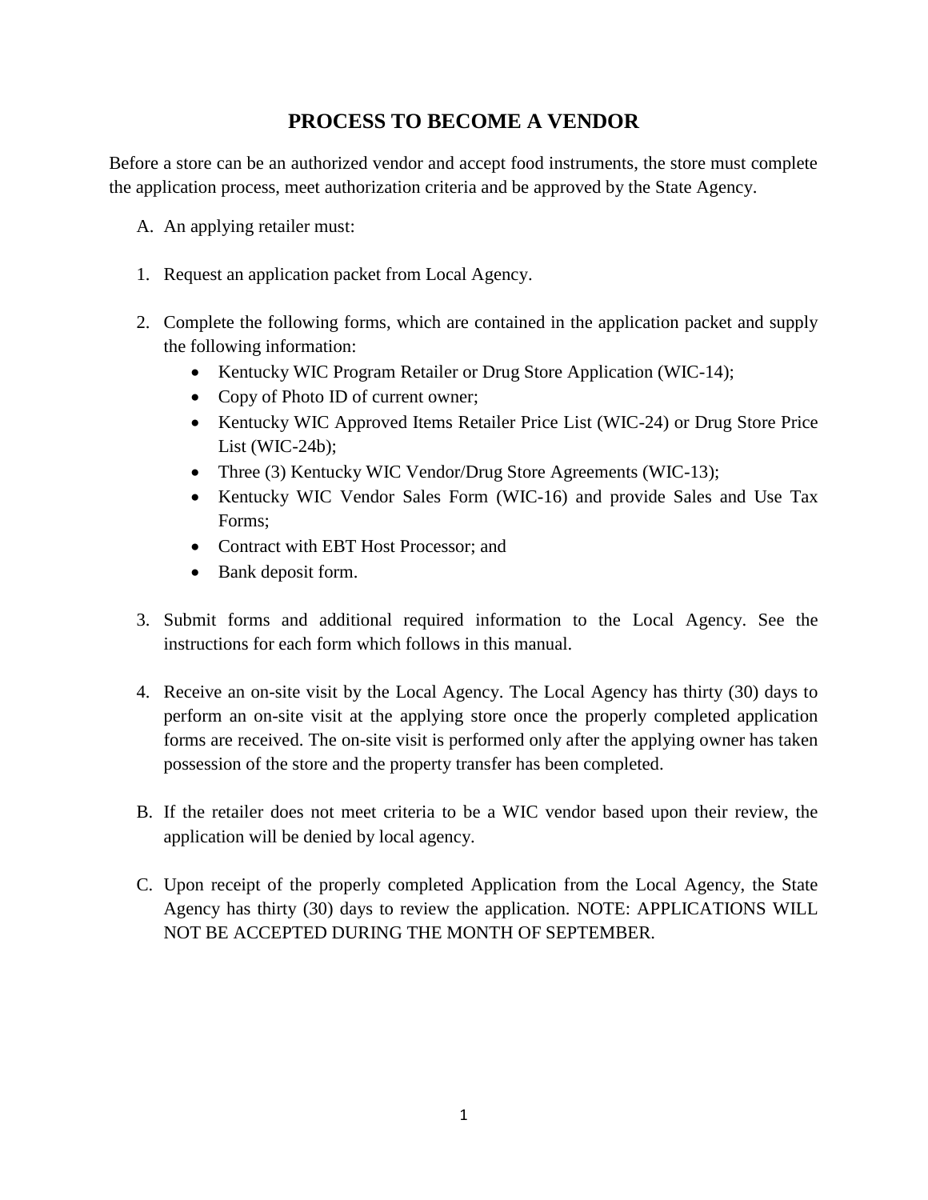# PROCESS TO BECOME A VENDOR

Before a store can be an authorized vendor and accept food instruments, the store must complete the application process, meet authorization criteria and be approved by the State Agency.

A. An applying retailer must:

1. Request an application packet from Local Agency.

2. Complete the following forms, which are contained in the application packet and supply the following information:
   - Kentucky WIC Program Retailer or Drug Store Application (WIC-14);
   - Copy of Photo ID of current owner;
   - Kentucky WIC Approved Items Retailer Price List (WIC-24) or Drug Store Price List (WIC-24b);
   - Three (3) Kentucky WIC Vendor/Drug Store Agreements (WIC-13);
   - Kentucky WIC Vendor Sales Form (WIC-16) and provide Sales and Use Tax Forms;
   - Contract with EBT Host Processor; and
   - Bank deposit form.

3. Submit forms and additional required information to the Local Agency. See the instructions for each form which follows in this manual.

4. Receive an on-site visit by the Local Agency. The Local Agency has thirty (30) days to perform an on-site visit at the applying store once the properly completed application forms are received. The on-site visit is performed only after the applying owner has taken possession of the store and the property transfer has been completed.

B. If the retailer does not meet criteria to be a WIC vendor based upon their review, the application will be denied by local agency.

C. Upon receipt of the properly completed Application from the Local Agency, the State Agency has thirty (30) days to review the application. NOTE: APPLICATIONS WILL NOT BE ACCEPTED DURING THE MONTH OF SEPTEMBER.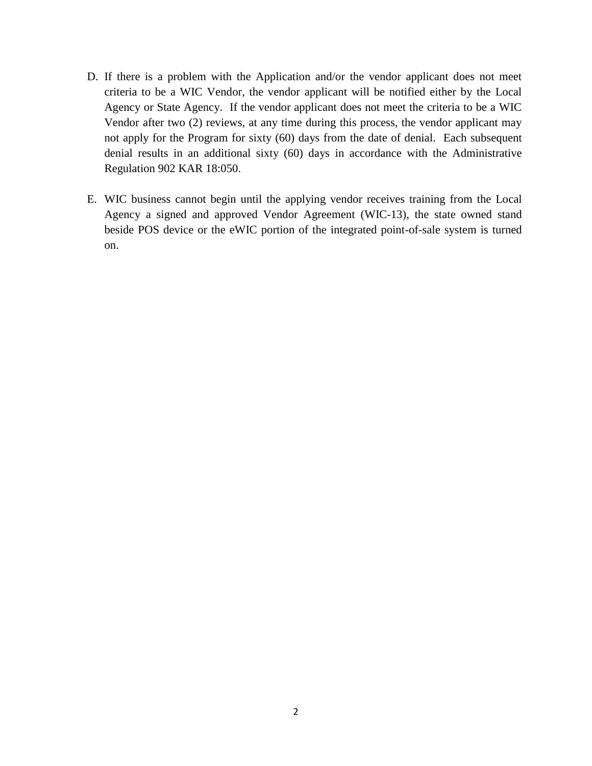D. If there is a problem with the Application and/or the vendor applicant does not meet criteria to be a WIC Vendor, the vendor applicant will be notified either by the Local Agency or State Agency. If the vendor applicant does not meet the criteria to be a WIC Vendor after two (2) reviews, at any time during this process, the vendor applicant may not apply for the Program for sixty (60) days from the date of denial. Each subsequent denial results in an additional sixty (60) days in accordance with the Administrative Regulation 902 KAR 18:050.

E. WIC business cannot begin until the applying vendor receives training from the Local Agency a signed and approved Vendor Agreement (WIC-13), the state owned stand beside POS device or the eWIC portion of the integrated point-of-sale system is turned on.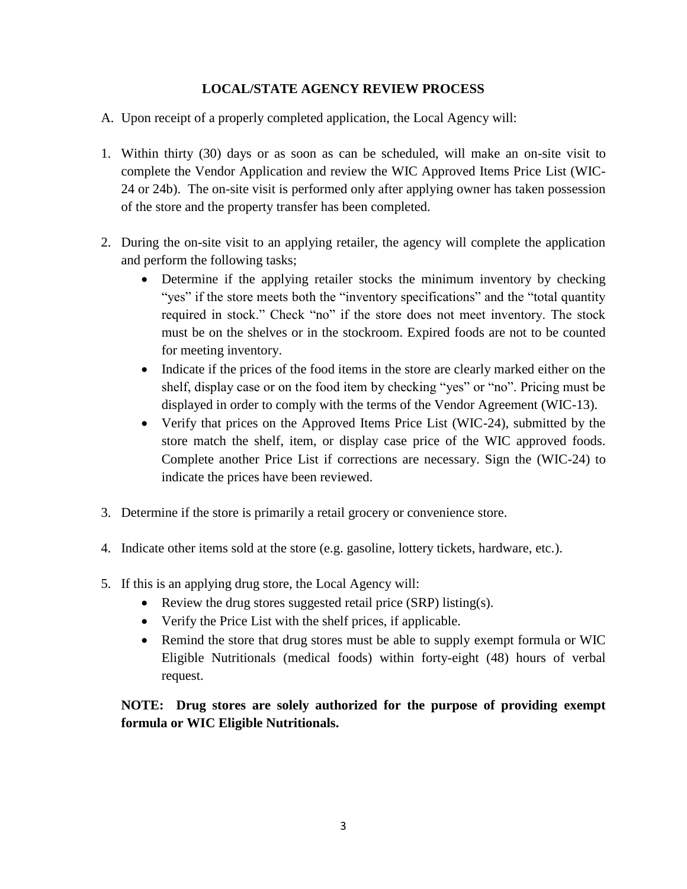## LOCAL/STATE AGENCY REVIEW PROCESS

A. Upon receipt of a properly completed application, the Local Agency will:

1. Within thirty (30) days or as soon as can be scheduled, will make an on-site visit to complete the Vendor Application and review the WIC Approved Items Price List (WIC-24 or 24b). The on-site visit is performed only after applying owner has taken possession of the store and the property transfer has been completed.

2. During the on-site visit to an applying retailer, the agency will complete the application and perform the following tasks;
   - Determine if the applying retailer stocks the minimum inventory by checking "yes" if the store meets both the "inventory specifications" and the "total quantity required in stock." Check "no" if the store does not meet inventory. The stock must be on the shelves or in the stockroom. Expired foods are not to be counted for meeting inventory.
   - Indicate if the prices of the food items in the store are clearly marked either on the shelf, display case or on the food item by checking "yes" or "no". Pricing must be displayed in order to comply with the terms of the Vendor Agreement (WIC-13).
   - Verify that prices on the Approved Items Price List (WIC-24), submitted by the store match the shelf, item, or display case price of the WIC approved foods. Complete another Price List if corrections are necessary. Sign the (WIC-24) to indicate the prices have been reviewed.

3. Determine if the store is primarily a retail grocery or convenience store.

4. Indicate other items sold at the store (e.g. gasoline, lottery tickets, hardware, etc.).

5. If this is an applying drug store, the Local Agency will:
   - Review the drug stores suggested retail price (SRP) listing(s).
   - Verify the Price List with the shelf prices, if applicable.
   - Remind the store that drug stores must be able to supply exempt formula or WIC Eligible Nutritionals (medical foods) within forty-eight (48) hours of verbal request.

   **NOTE: Drug stores are solely authorized for the purpose of providing exempt formula or WIC Eligible Nutritionals.**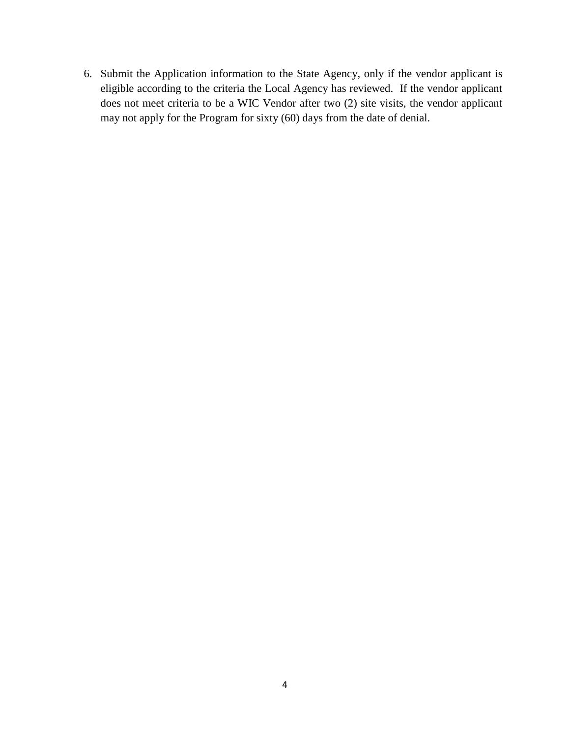6. Submit the Application information to the State Agency, only if the vendor applicant is eligible according to the criteria the Local Agency has reviewed. If the vendor applicant does not meet criteria to be a WIC Vendor after two (2) site visits, the vendor applicant may not apply for the Program for sixty (60) days from the date of denial.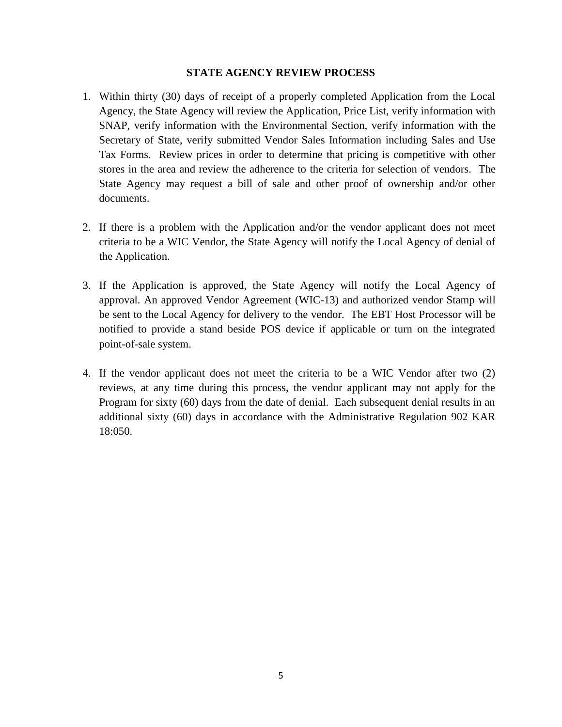**STATE AGENCY REVIEW PROCESS**

1. Within thirty (30) days of receipt of a properly completed Application from the Local Agency, the State Agency will review the Application, Price List, verify information with SNAP, verify information with the Environmental Section, verify information with the Secretary of State, verify submitted Vendor Sales Information including Sales and Use Tax Forms. Review prices in order to determine that pricing is competitive with other stores in the area and review the adherence to the criteria for selection of vendors. The State Agency may request a bill of sale and other proof of ownership and/or other documents.

2. If there is a problem with the Application and/or the vendor applicant does not meet criteria to be a WIC Vendor, the State Agency will notify the Local Agency of denial of the Application.

3. If the Application is approved, the State Agency will notify the Local Agency of approval. An approved Vendor Agreement (WIC-13) and authorized vendor Stamp will be sent to the Local Agency for delivery to the vendor. The EBT Host Processor will be notified to provide a stand beside POS device if applicable or turn on the integrated point-of-sale system.

4. If the vendor applicant does not meet the criteria to be a WIC Vendor after two (2) reviews, at any time during this process, the vendor applicant may not apply for the Program for sixty (60) days from the date of denial. Each subsequent denial results in an additional sixty (60) days in accordance with the Administrative Regulation 902 KAR 18:050.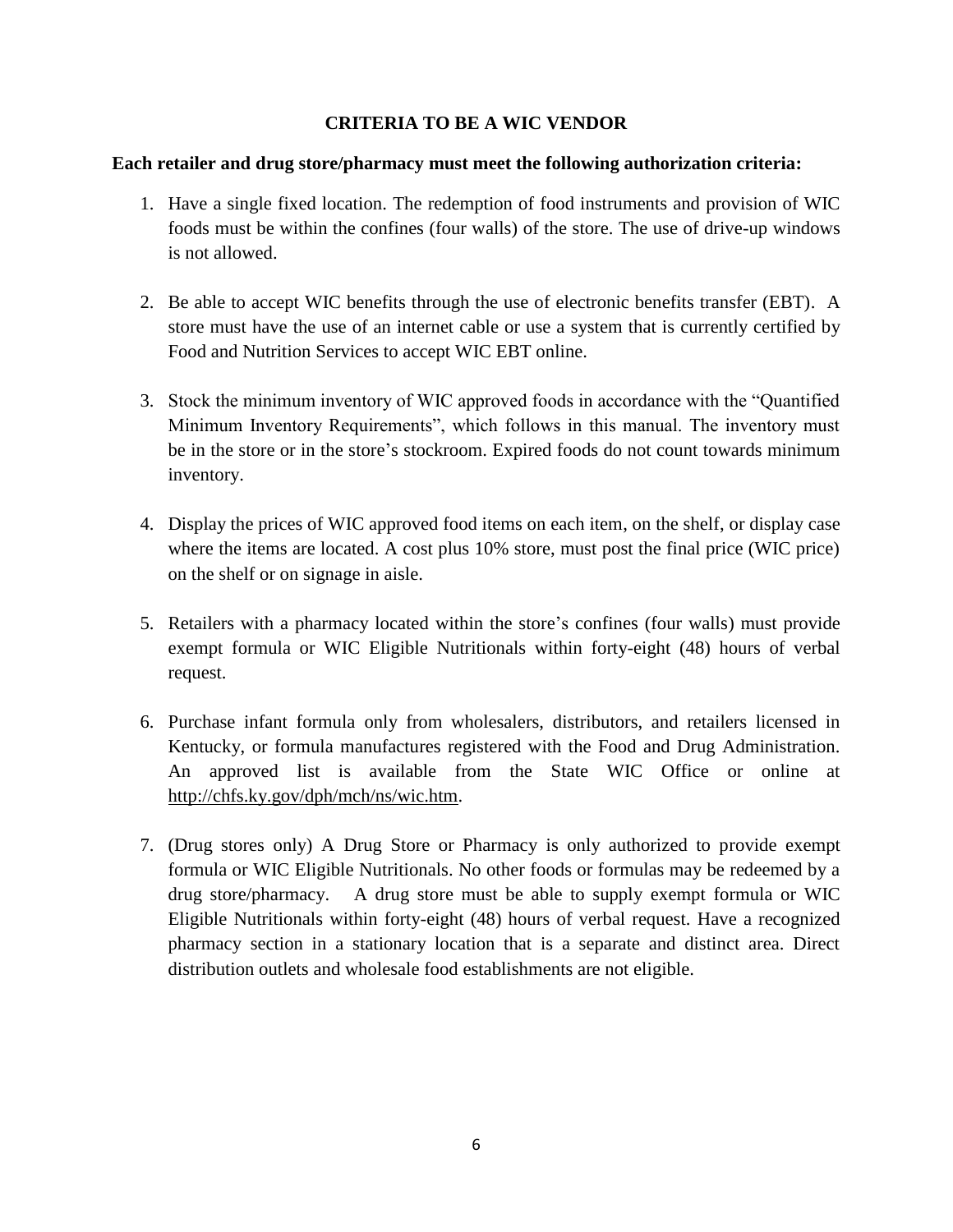## CRITERIA TO BE A WIC VENDOR

**Each retailer and drug store/pharmacy must meet the following authorization criteria:**

1. Have a single fixed location. The redemption of food instruments and provision of WIC foods must be within the confines (four walls) of the store. The use of drive-up windows is not allowed.

2. Be able to accept WIC benefits through the use of electronic benefits transfer (EBT). A store must have the use of an internet cable or use a system that is currently certified by Food and Nutrition Services to accept WIC EBT online.

3. Stock the minimum inventory of WIC approved foods in accordance with the "Quantified Minimum Inventory Requirements", which follows in this manual. The inventory must be in the store or in the store's stockroom. Expired foods do not count towards minimum inventory.

4. Display the prices of WIC approved food items on each item, on the shelf, or display case where the items are located. A cost plus 10% store, must post the final price (WIC price) on the shelf or on signage in aisle.

5. Retailers with a pharmacy located within the store's confines (four walls) must provide exempt formula or WIC Eligible Nutritionals within forty-eight (48) hours of verbal request.

6. Purchase infant formula only from wholesalers, distributors, and retailers licensed in Kentucky, or formula manufactures registered with the Food and Drug Administration. An approved list is available from the State WIC Office or online at http://chfs.ky.gov/dph/mch/ns/wic.htm.

7. (Drug stores only) A Drug Store or Pharmacy is only authorized to provide exempt formula or WIC Eligible Nutritionals. No other foods or formulas may be redeemed by a drug store/pharmacy. A drug store must be able to supply exempt formula or WIC Eligible Nutritionals within forty-eight (48) hours of verbal request. Have a recognized pharmacy section in a stationary location that is a separate and distinct area. Direct distribution outlets and wholesale food establishments are not eligible.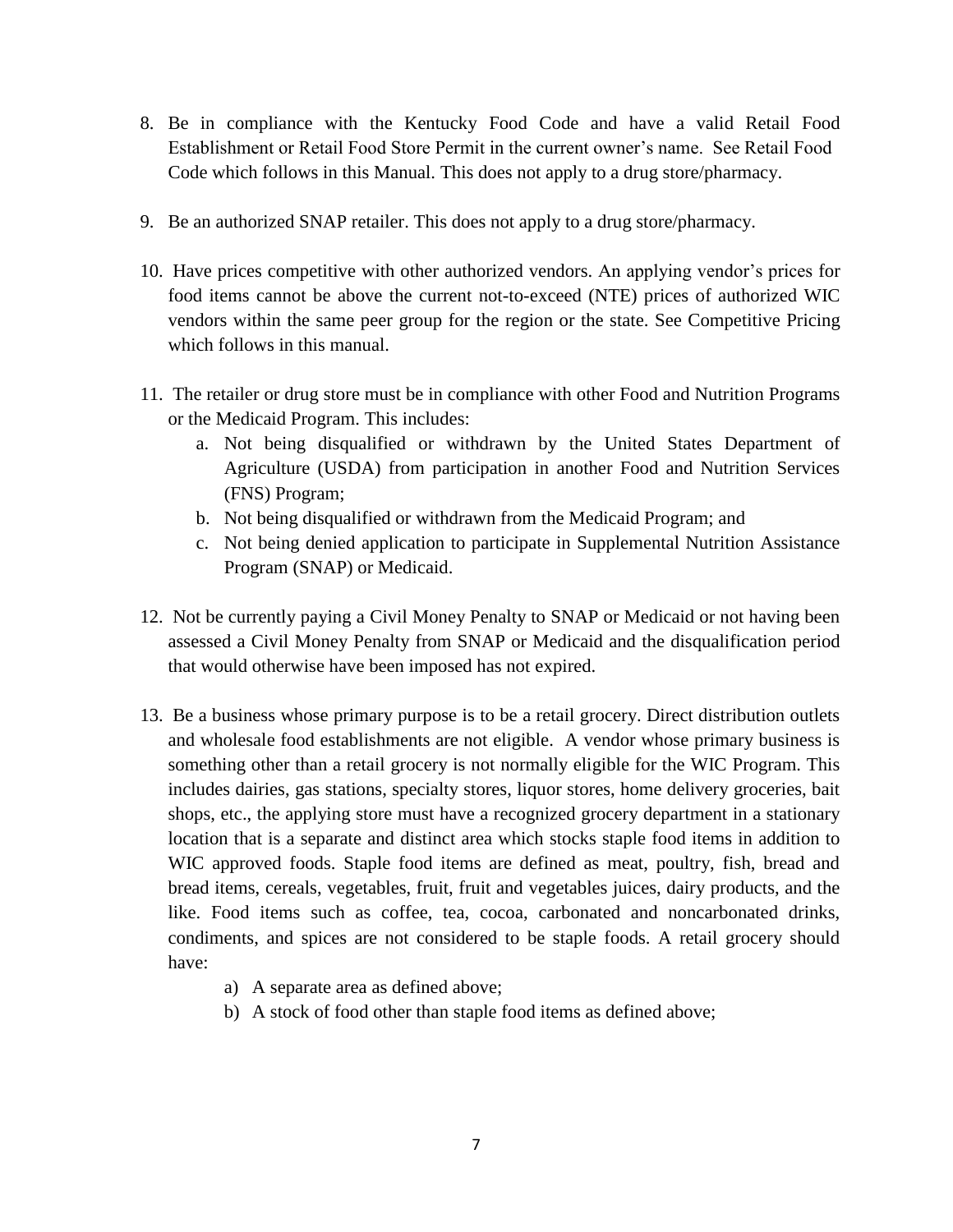8. Be in compliance with the Kentucky Food Code and have a valid Retail Food Establishment or Retail Food Store Permit in the current owner's name. See Retail Food Code which follows in this Manual. This does not apply to a drug store/pharmacy.

9. Be an authorized SNAP retailer. This does not apply to a drug store/pharmacy.

10. Have prices competitive with other authorized vendors. An applying vendor's prices for food items cannot be above the current not-to-exceed (NTE) prices of authorized WIC vendors within the same peer group for the region or the state. See Competitive Pricing which follows in this manual.

11. The retailer or drug store must be in compliance with other Food and Nutrition Programs or the Medicaid Program. This includes:
    a. Not being disqualified or withdrawn by the United States Department of Agriculture (USDA) from participation in another Food and Nutrition Services (FNS) Program;
    b. Not being disqualified or withdrawn from the Medicaid Program; and
    c. Not being denied application to participate in Supplemental Nutrition Assistance Program (SNAP) or Medicaid.

12. Not be currently paying a Civil Money Penalty to SNAP or Medicaid or not having been assessed a Civil Money Penalty from SNAP or Medicaid and the disqualification period that would otherwise have been imposed has not expired.

13. Be a business whose primary purpose is to be a retail grocery. Direct distribution outlets and wholesale food establishments are not eligible. A vendor whose primary business is something other than a retail grocery is not normally eligible for the WIC Program. This includes dairies, gas stations, specialty stores, liquor stores, home delivery groceries, bait shops, etc., the applying store must have a recognized grocery department in a stationary location that is a separate and distinct area which stocks staple food items in addition to WIC approved foods. Staple food items are defined as meat, poultry, fish, bread and bread items, cereals, vegetables, fruit, fruit and vegetables juices, dairy products, and the like. Food items such as coffee, tea, cocoa, carbonated and noncarbonated drinks, condiments, and spices are not considered to be staple foods. A retail grocery should have:
    a) A separate area as defined above;
    b) A stock of food other than staple food items as defined above;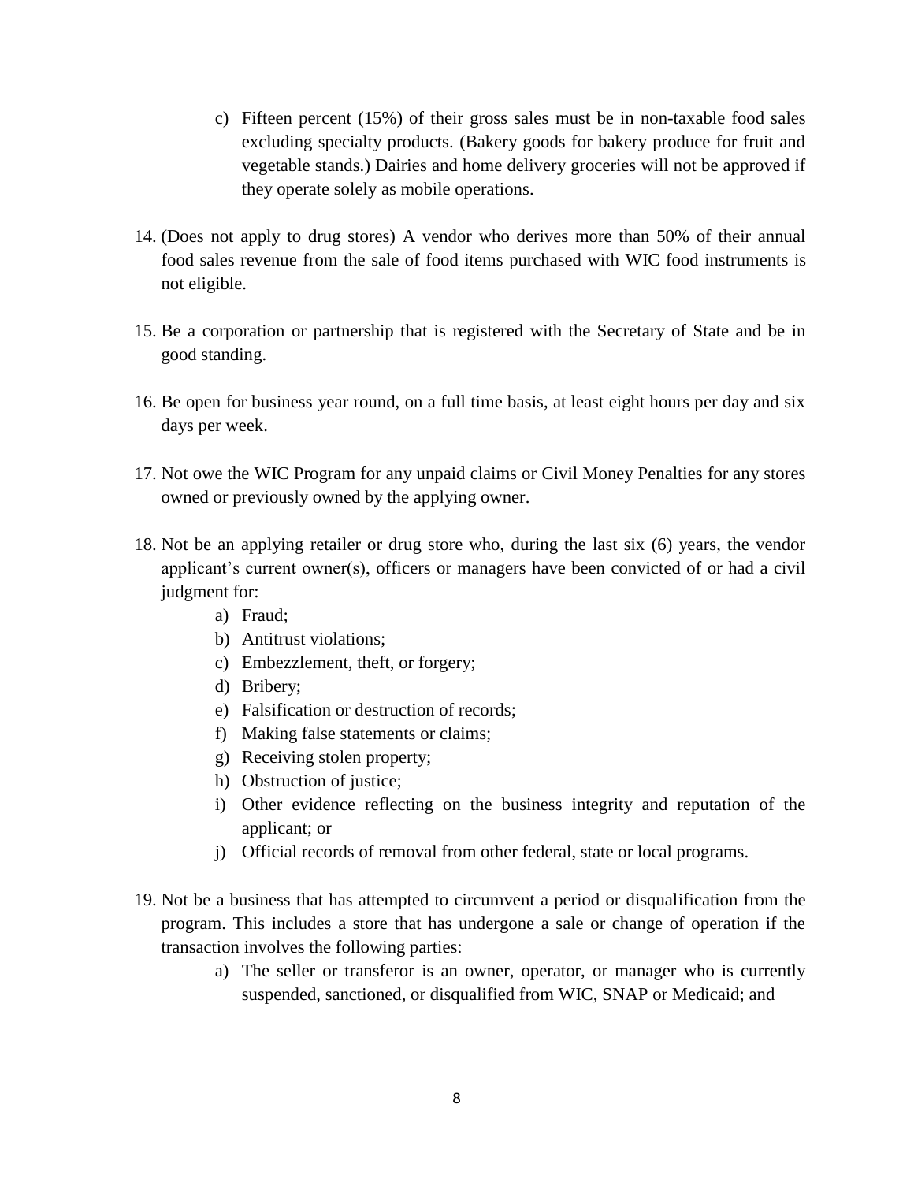c) Fifteen percent (15%) of their gross sales must be in non-taxable food sales excluding specialty products. (Bakery goods for bakery produce for fruit and vegetable stands.) Dairies and home delivery groceries will not be approved if they operate solely as mobile operations.

14. (Does not apply to drug stores) A vendor who derives more than 50% of their annual food sales revenue from the sale of food items purchased with WIC food instruments is not eligible.

15. Be a corporation or partnership that is registered with the Secretary of State and be in good standing.

16. Be open for business year round, on a full time basis, at least eight hours per day and six days per week.

17. Not owe the WIC Program for any unpaid claims or Civil Money Penalties for any stores owned or previously owned by the applying owner.

18. Not be an applying retailer or drug store who, during the last six (6) years, the vendor applicant's current owner(s), officers or managers have been convicted of or had a civil judgment for:
    a) Fraud;
    b) Antitrust violations;
    c) Embezzlement, theft, or forgery;
    d) Bribery;
    e) Falsification or destruction of records;
    f) Making false statements or claims;
    g) Receiving stolen property;
    h) Obstruction of justice;
    i) Other evidence reflecting on the business integrity and reputation of the applicant; or
    j) Official records of removal from other federal, state or local programs.

19. Not be a business that has attempted to circumvent a period or disqualification from the program. This includes a store that has undergone a sale or change of operation if the transaction involves the following parties:
    a) The seller or transferor is an owner, operator, or manager who is currently suspended, sanctioned, or disqualified from WIC, SNAP or Medicaid; and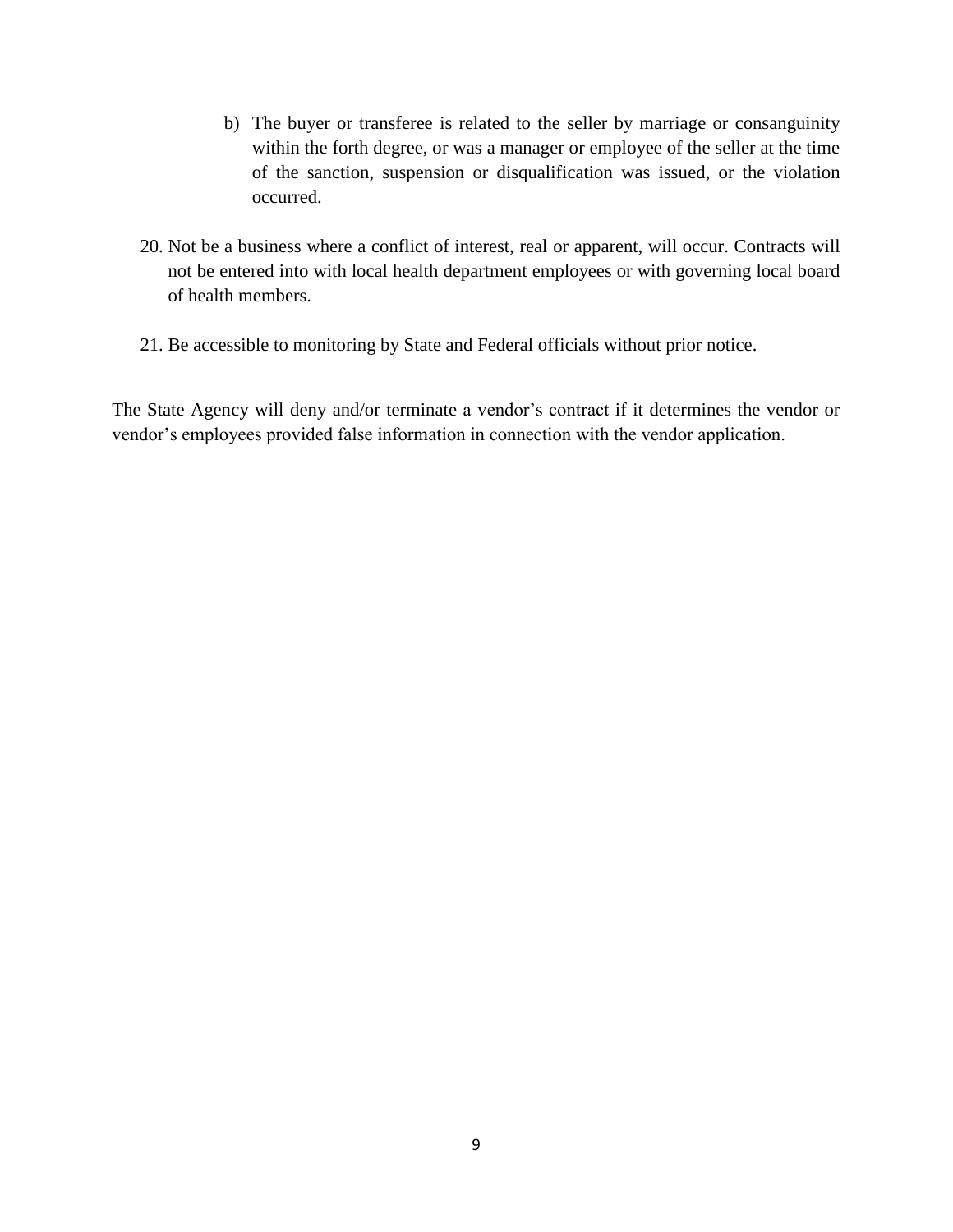b) The buyer or transferee is related to the seller by marriage or consanguinity within the forth degree, or was a manager or employee of the seller at the time of the sanction, suspension or disqualification was issued, or the violation occurred.

20. Not be a business where a conflict of interest, real or apparent, will occur. Contracts will not be entered into with local health department employees or with governing local board of health members.

21. Be accessible to monitoring by State and Federal officials without prior notice.

The State Agency will deny and/or terminate a vendor's contract if it determines the vendor or vendor's employees provided false information in connection with the vendor application.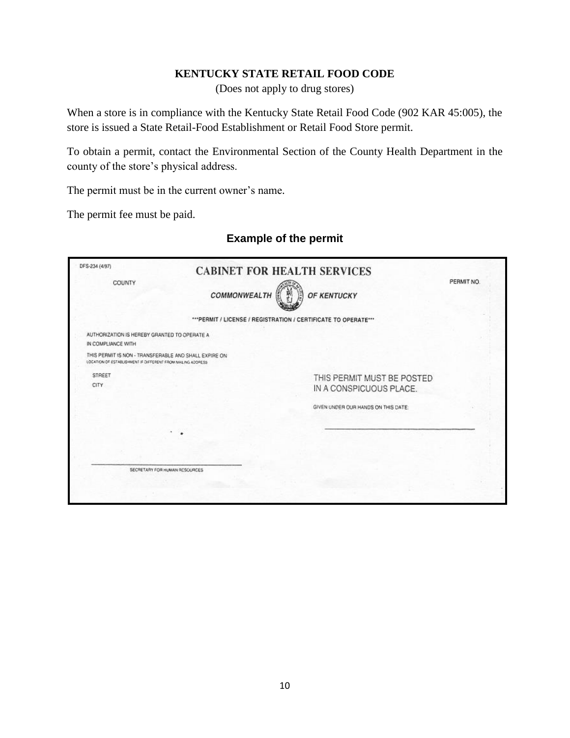**KENTUCKY STATE RETAIL FOOD CODE**

(Does not apply to drug stores)

When a store is in compliance with the Kentucky State Retail Food Code (902 KAR 45:005), the store is issued a State Retail-Food Establishment or Retail Food Store permit.

To obtain a permit, contact the Environmental Section of the County Health Department in the county of the store's physical address.

The permit must be in the current owner's name.

The permit fee must be paid.

**Example of the permit**

DFS-234 (4/97)

CABINET FOR HEALTH SERVICES

COUNTY

PERMIT NO.

COMMONWEALTH OF KENTUCKY

\*\*\*PERMIT / LICENSE / REGISTRATION / CERTIFICATE TO OPERATE\*\*\*

AUTHORIZATION IS HEREBY GRANTED TO OPERATE A

IN COMPLIANCE WITH

THIS PERMIT IS NON - TRANSFERABLE AND SHALL EXPIRE ON

LOCATION OF ESTABLISHMENT IF DIFFERENT FROM MAILING ADDRESS

STREET

CITY

THIS PERMIT MUST BE POSTED IN A CONSPICUOUS PLACE.

GIVEN UNDER OUR HANDS ON THIS DATE:

SECRETARY FOR HUMAN RESOURCES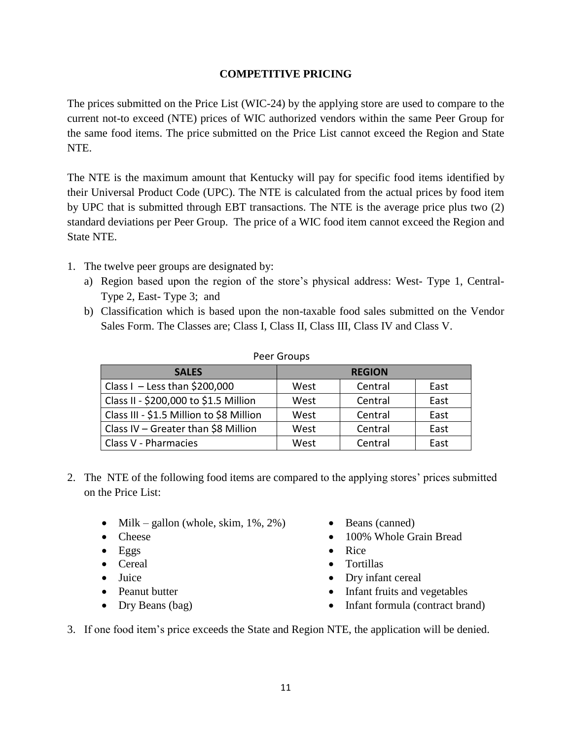## COMPETITIVE PRICING

The prices submitted on the Price List (WIC-24) by the applying store are used to compare to the current not-to exceed (NTE) prices of WIC authorized vendors within the same Peer Group for the same food items. The price submitted on the Price List cannot exceed the Region and State NTE.

The NTE is the maximum amount that Kentucky will pay for specific food items identified by their Universal Product Code (UPC). The NTE is calculated from the actual prices by food item by UPC that is submitted through EBT transactions. The NTE is the average price plus two (2) standard deviations per Peer Group. The price of a WIC food item cannot exceed the Region and State NTE.

1. The twelve peer groups are designated by:
   a) Region based upon the region of the store's physical address: West- Type 1, Central- Type 2, East- Type 3; and
   b) Classification which is based upon the non-taxable food sales submitted on the Vendor Sales Form. The Classes are; Class I, Class II, Class III, Class IV and Class V.

Peer Groups

| SALES | REGION | | |
|---|---|---|---|
| Class I – Less than $200,000 | West | Central | East |
| Class II - $200,000 to $1.5 Million | West | Central | East |
| Class III - $1.5 Million to $8 Million | West | Central | East |
| Class IV – Greater than $8 Million | West | Central | East |
| Class V - Pharmacies | West | Central | East |

2. The NTE of the following food items are compared to the applying stores' prices submitted on the Price List:

   - Milk – gallon (whole, skim, 1%, 2%)
   - Cheese
   - Eggs
   - Cereal
   - Juice
   - Peanut butter
   - Dry Beans (bag)
   - Beans (canned)
   - 100% Whole Grain Bread
   - Rice
   - Tortillas
   - Dry infant cereal
   - Infant fruits and vegetables
   - Infant formula (contract brand)

3. If one food item's price exceeds the State and Region NTE, the application will be denied.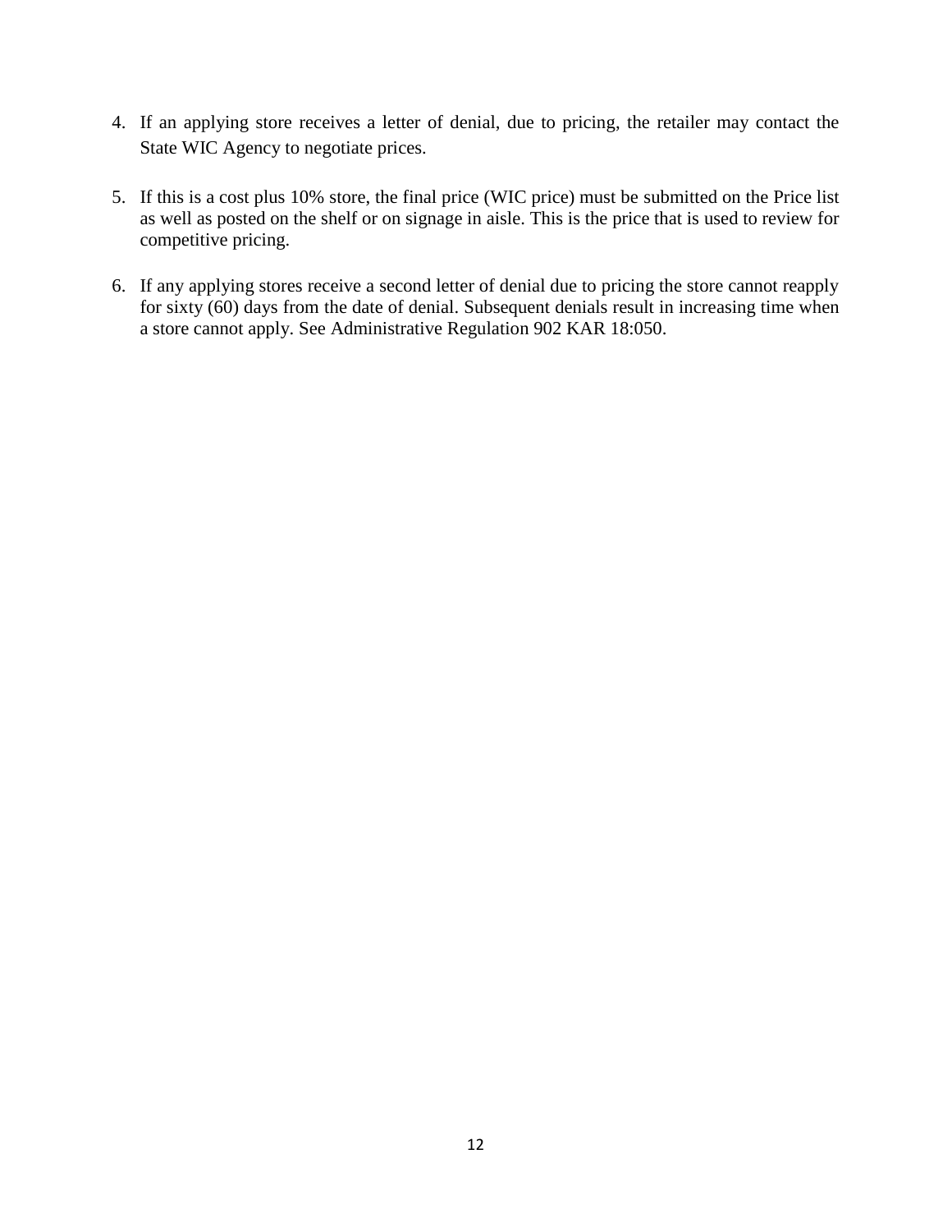4. If an applying store receives a letter of denial, due to pricing, the retailer may contact the State WIC Agency to negotiate prices.

5. If this is a cost plus 10% store, the final price (WIC price) must be submitted on the Price list as well as posted on the shelf or on signage in aisle. This is the price that is used to review for competitive pricing.

6. If any applying stores receive a second letter of denial due to pricing the store cannot reapply for sixty (60) days from the date of denial. Subsequent denials result in increasing time when a store cannot apply. See Administrative Regulation 902 KAR 18:050.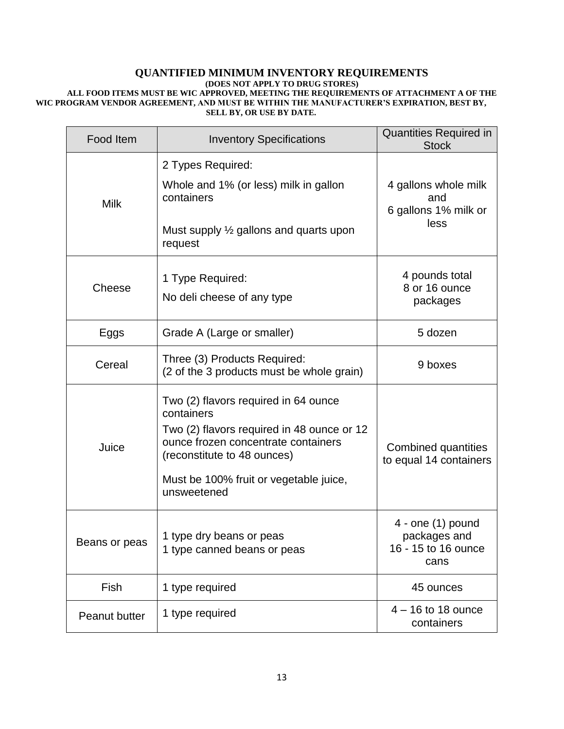## QUANTIFIED MINIMUM INVENTORY REQUIREMENTS

**(DOES NOT APPLY TO DRUG STORES)**

**ALL FOOD ITEMS MUST BE WIC APPROVED, MEETING THE REQUIREMENTS OF ATTACHMENT A OF THE WIC PROGRAM VENDOR AGREEMENT, AND MUST BE WITHIN THE MANUFACTURER'S EXPIRATION, BEST BY, SELL BY, OR USE BY DATE.**

| Food Item | Inventory Specifications | Quantities Required in Stock |
|---|---|---|
| Milk | 2 Types Required:<br>Whole and 1% (or less) milk in gallon containers<br>Must supply ½ gallons and quarts upon request | 4 gallons whole milk and 6 gallons 1% milk or less |
| Cheese | 1 Type Required:<br>No deli cheese of any type | 4 pounds total 8 or 16 ounce packages |
| Eggs | Grade A (Large or smaller) | 5 dozen |
| Cereal | Three (3) Products Required:<br>(2 of the 3 products must be whole grain) | 9 boxes |
| Juice | Two (2) flavors required in 64 ounce containers<br>Two (2) flavors required in 48 ounce or 12 ounce frozen concentrate containers (reconstitute to 48 ounces)<br>Must be 100% fruit or vegetable juice, unsweetened | Combined quantities to equal 14 containers |
| Beans or peas | 1 type dry beans or peas<br>1 type canned beans or peas | 4 - one (1) pound packages and 16 - 15 to 16 ounce cans |
| Fish | 1 type required | 45 ounces |
| Peanut butter | 1 type required | 4 – 16 to 18 ounce containers |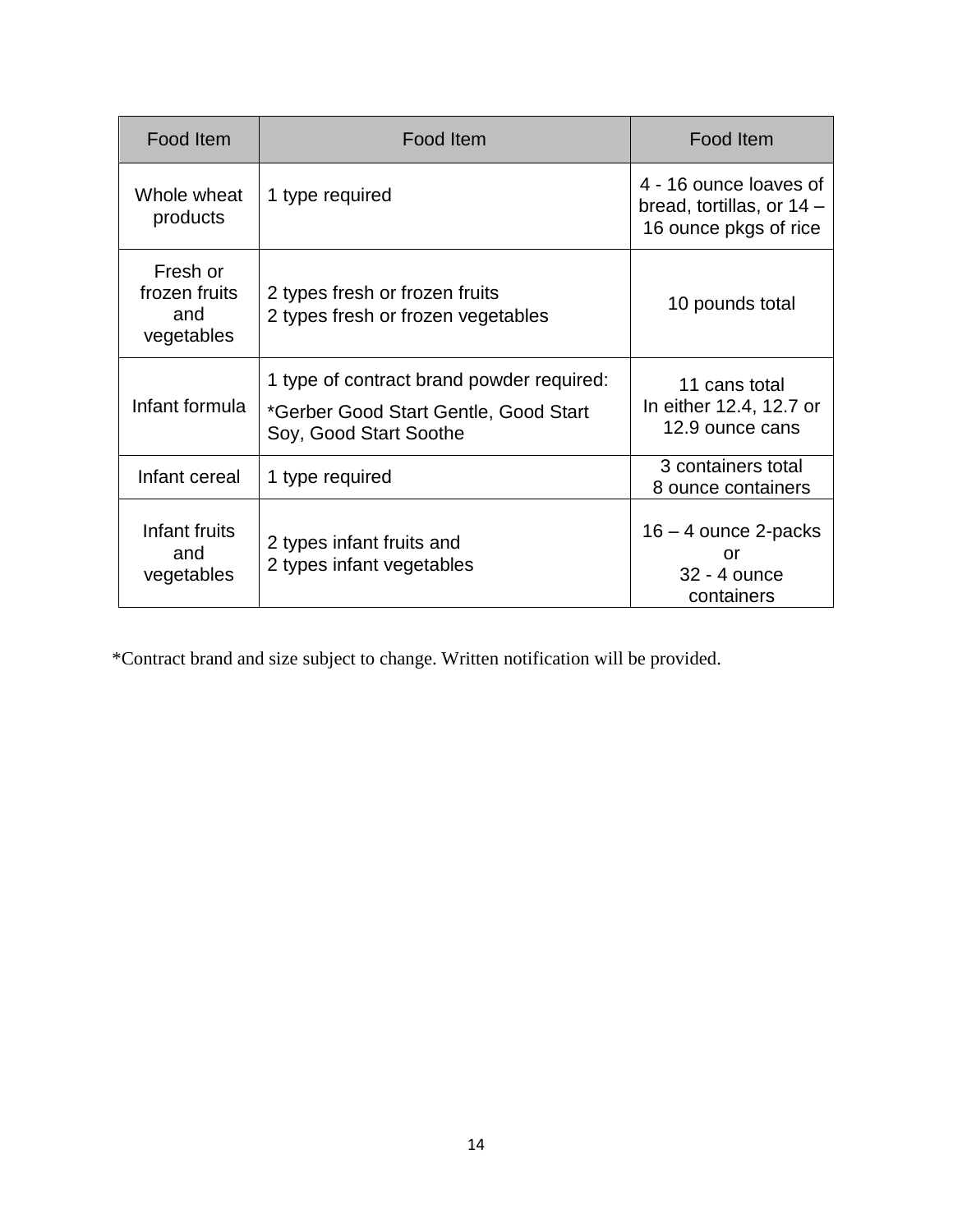| Food Item | Food Item | Food Item |
|---|---|---|
| Whole wheat products | 1 type required | 4 - 16 ounce loaves of bread, tortillas, or 14 – 16 ounce pkgs of rice |
| Fresh or frozen fruits and vegetables | 2 types fresh or frozen fruits<br>2 types fresh or frozen vegetables | 10 pounds total |
| Infant formula | 1 type of contract brand powder required:<br>*Gerber Good Start Gentle, Good Start Soy, Good Start Soothe | 11 cans total<br>In either 12.4, 12.7 or 12.9 ounce cans |
| Infant cereal | 1 type required | 3 containers total<br>8 ounce containers |
| Infant fruits and vegetables | 2 types infant fruits and<br>2 types infant vegetables | 16 – 4 ounce 2-packs<br>or<br>32 - 4 ounce containers |

*Contract brand and size subject to change. Written notification will be provided.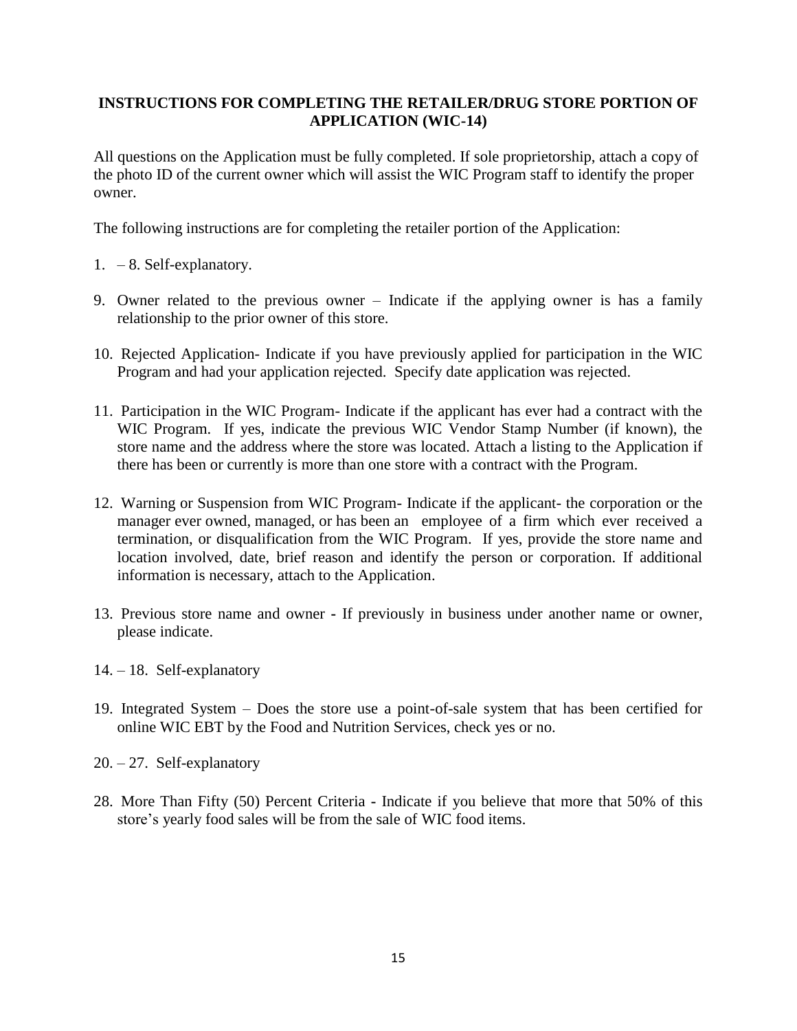**INSTRUCTIONS FOR COMPLETING THE RETAILER/DRUG STORE PORTION OF APPLICATION (WIC-14)**

All questions on the Application must be fully completed. If sole proprietorship, attach a copy of the photo ID of the current owner which will assist the WIC Program staff to identify the proper owner.

The following instructions are for completing the retailer portion of the Application:

1. – 8. Self-explanatory.

9. Owner related to the previous owner – Indicate if the applying owner is has a family relationship to the prior owner of this store.

10. Rejected Application- Indicate if you have previously applied for participation in the WIC Program and had your application rejected. Specify date application was rejected.

11. Participation in the WIC Program- Indicate if the applicant has ever had a contract with the WIC Program. If yes, indicate the previous WIC Vendor Stamp Number (if known), the store name and the address where the store was located. Attach a listing to the Application if there has been or currently is more than one store with a contract with the Program.

12. Warning or Suspension from WIC Program- Indicate if the applicant- the corporation or the manager ever owned, managed, or has been an employee of a firm which ever received a termination, or disqualification from the WIC Program. If yes, provide the store name and location involved, date, brief reason and identify the person or corporation. If additional information is necessary, attach to the Application.

13. Previous store name and owner **-** If previously in business under another name or owner, please indicate.

14. – 18. Self-explanatory

19. Integrated System – Does the store use a point-of-sale system that has been certified for online WIC EBT by the Food and Nutrition Services, check yes or no.

20. – 27. Self-explanatory

28. More Than Fifty (50) Percent Criteria **-** Indicate if you believe that more that 50% of this store's yearly food sales will be from the sale of WIC food items.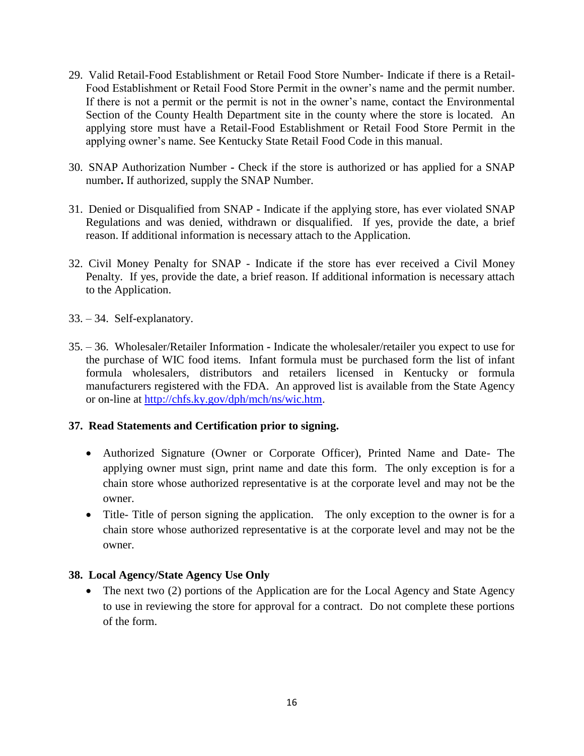29. Valid Retail-Food Establishment or Retail Food Store Number- Indicate if there is a Retail-Food Establishment or Retail Food Store Permit in the owner's name and the permit number. If there is not a permit or the permit is not in the owner's name, contact the Environmental Section of the County Health Department site in the county where the store is located. An applying store must have a Retail-Food Establishment or Retail Food Store Permit in the applying owner's name. See Kentucky State Retail Food Code in this manual.

30. SNAP Authorization Number **-** Check if the store is authorized or has applied for a SNAP number**.** If authorized, supply the SNAP Number.

31. Denied or Disqualified from SNAP **-** Indicate if the applying store, has ever violated SNAP Regulations and was denied, withdrawn or disqualified. If yes, provide the date, a brief reason. If additional information is necessary attach to the Application.

32. Civil Money Penalty for SNAP - Indicate if the store has ever received a Civil Money Penalty. If yes, provide the date, a brief reason. If additional information is necessary attach to the Application.

33. – 34. Self-explanatory.

35. – 36. Wholesaler/Retailer Information **-** Indicate the wholesaler/retailer you expect to use for the purchase of WIC food items. Infant formula must be purchased form the list of infant formula wholesalers, distributors and retailers licensed in Kentucky or formula manufacturers registered with the FDA. An approved list is available from the State Agency or on-line at http://chfs.ky.gov/dph/mch/ns/wic.htm.

**37. Read Statements and Certification prior to signing.**

- Authorized Signature (Owner or Corporate Officer), Printed Name and Date- The applying owner must sign, print name and date this form. The only exception is for a chain store whose authorized representative is at the corporate level and may not be the owner.
- Title- Title of person signing the application. The only exception to the owner is for a chain store whose authorized representative is at the corporate level and may not be the owner.

**38. Local Agency/State Agency Use Only**

- The next two (2) portions of the Application are for the Local Agency and State Agency to use in reviewing the store for approval for a contract. Do not complete these portions of the form.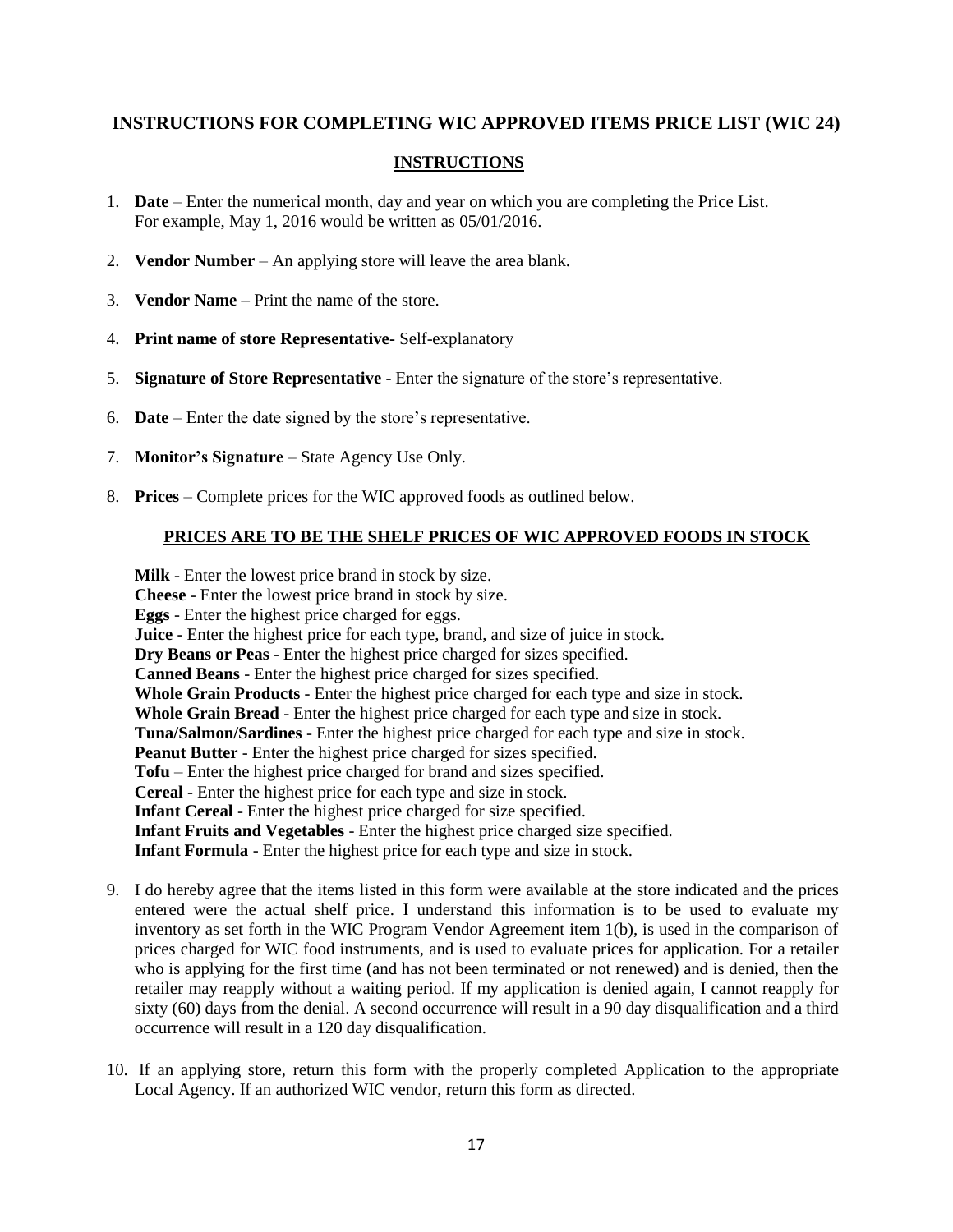## INSTRUCTIONS FOR COMPLETING WIC APPROVED ITEMS PRICE LIST (WIC 24)

### INSTRUCTIONS

1. **Date** – Enter the numerical month, day and year on which you are completing the Price List. For example, May 1, 2016 would be written as 05/01/2016.
2. **Vendor Number** – An applying store will leave the area blank.
3. **Vendor Name** – Print the name of the store.
4. **Print name of store Representative**- Self-explanatory
5. **Signature of Store Representative** - Enter the signature of the store's representative.
6. **Date** – Enter the date signed by the store's representative.
7. **Monitor's Signature** – State Agency Use Only.
8. **Prices** – Complete prices for the WIC approved foods as outlined below.

   **PRICES ARE TO BE THE SHELF PRICES OF WIC APPROVED FOODS IN STOCK**

   **Milk** - Enter the lowest price brand in stock by size.
   **Cheese** - Enter the lowest price brand in stock by size.
   **Eggs** - Enter the highest price charged for eggs.
   **Juice** - Enter the highest price for each type, brand, and size of juice in stock.
   **Dry Beans or Peas** - Enter the highest price charged for sizes specified.
   **Canned Beans** - Enter the highest price charged for sizes specified.
   **Whole Grain Products** - Enter the highest price charged for each type and size in stock.
   **Whole Grain Bread** - Enter the highest price charged for each type and size in stock.
   **Tuna/Salmon/Sardines** - Enter the highest price charged for each type and size in stock.
   **Peanut Butter** - Enter the highest price charged for sizes specified.
   **Tofu** – Enter the highest price charged for brand and sizes specified.
   **Cereal** - Enter the highest price for each type and size in stock.
   **Infant Cereal** - Enter the highest price charged for size specified.
   **Infant Fruits and Vegetables** - Enter the highest price charged size specified.
   **Infant Formula** - Enter the highest price for each type and size in stock.

9. I do hereby agree that the items listed in this form were available at the store indicated and the prices entered were the actual shelf price. I understand this information is to be used to evaluate my inventory as set forth in the WIC Program Vendor Agreement item 1(b), is used in the comparison of prices charged for WIC food instruments, and is used to evaluate prices for application. For a retailer who is applying for the first time (and has not been terminated or not renewed) and is denied, then the retailer may reapply without a waiting period. If my application is denied again, I cannot reapply for sixty (60) days from the denial. A second occurrence will result in a 90 day disqualification and a third occurrence will result in a 120 day disqualification.
10. If an applying store, return this form with the properly completed Application to the appropriate Local Agency. If an authorized WIC vendor, return this form as directed.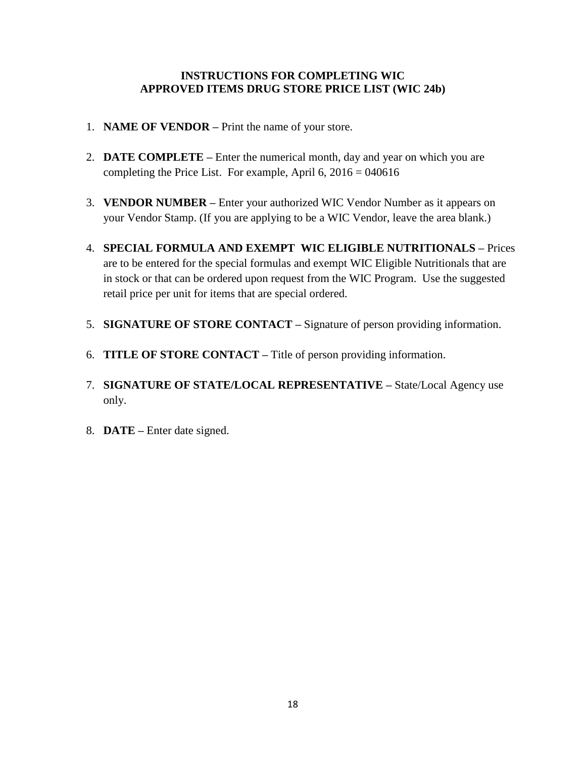## INSTRUCTIONS FOR COMPLETING WIC APPROVED ITEMS DRUG STORE PRICE LIST (WIC 24b)

1. **NAME OF VENDOR –** Print the name of your store.

2. **DATE COMPLETE –** Enter the numerical month, day and year on which you are completing the Price List. For example, April 6, 2016 = 040616

3. **VENDOR NUMBER –** Enter your authorized WIC Vendor Number as it appears on your Vendor Stamp. (If you are applying to be a WIC Vendor, leave the area blank.)

4. **SPECIAL FORMULA AND EXEMPT WIC ELIGIBLE NUTRITIONALS –** Prices are to be entered for the special formulas and exempt WIC Eligible Nutritionals that are in stock or that can be ordered upon request from the WIC Program. Use the suggested retail price per unit for items that are special ordered.

5. **SIGNATURE OF STORE CONTACT –** Signature of person providing information.

6. **TITLE OF STORE CONTACT –** Title of person providing information.

7. **SIGNATURE OF STATE/LOCAL REPRESENTATIVE –** State/Local Agency use only.

8. **DATE –** Enter date signed.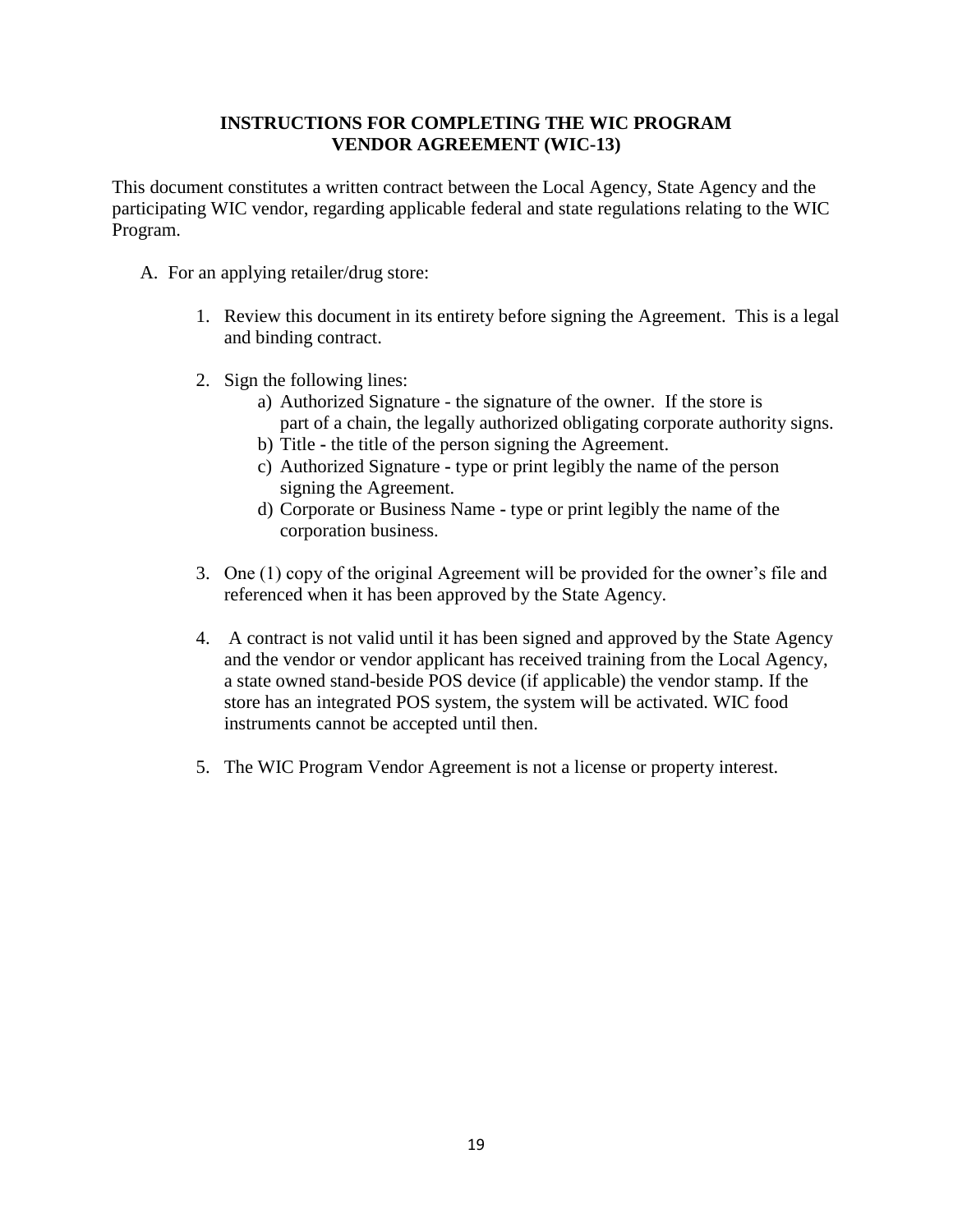## INSTRUCTIONS FOR COMPLETING THE WIC PROGRAM VENDOR AGREEMENT (WIC-13)

This document constitutes a written contract between the Local Agency, State Agency and the participating WIC vendor, regarding applicable federal and state regulations relating to the WIC Program.

A. For an applying retailer/drug store:

1. Review this document in its entirety before signing the Agreement. This is a legal and binding contract.

2. Sign the following lines:
   a) Authorized Signature - the signature of the owner. If the store is part of a chain, the legally authorized obligating corporate authority signs.
   b) Title **-** the title of the person signing the Agreement.
   c) Authorized Signature **-** type or print legibly the name of the person signing the Agreement.
   d) Corporate or Business Name **-** type or print legibly the name of the corporation business.

3. One (1) copy of the original Agreement will be provided for the owner's file and referenced when it has been approved by the State Agency.

4. A contract is not valid until it has been signed and approved by the State Agency and the vendor or vendor applicant has received training from the Local Agency, a state owned stand-beside POS device (if applicable) the vendor stamp. If the store has an integrated POS system, the system will be activated. WIC food instruments cannot be accepted until then.

5. The WIC Program Vendor Agreement is not a license or property interest.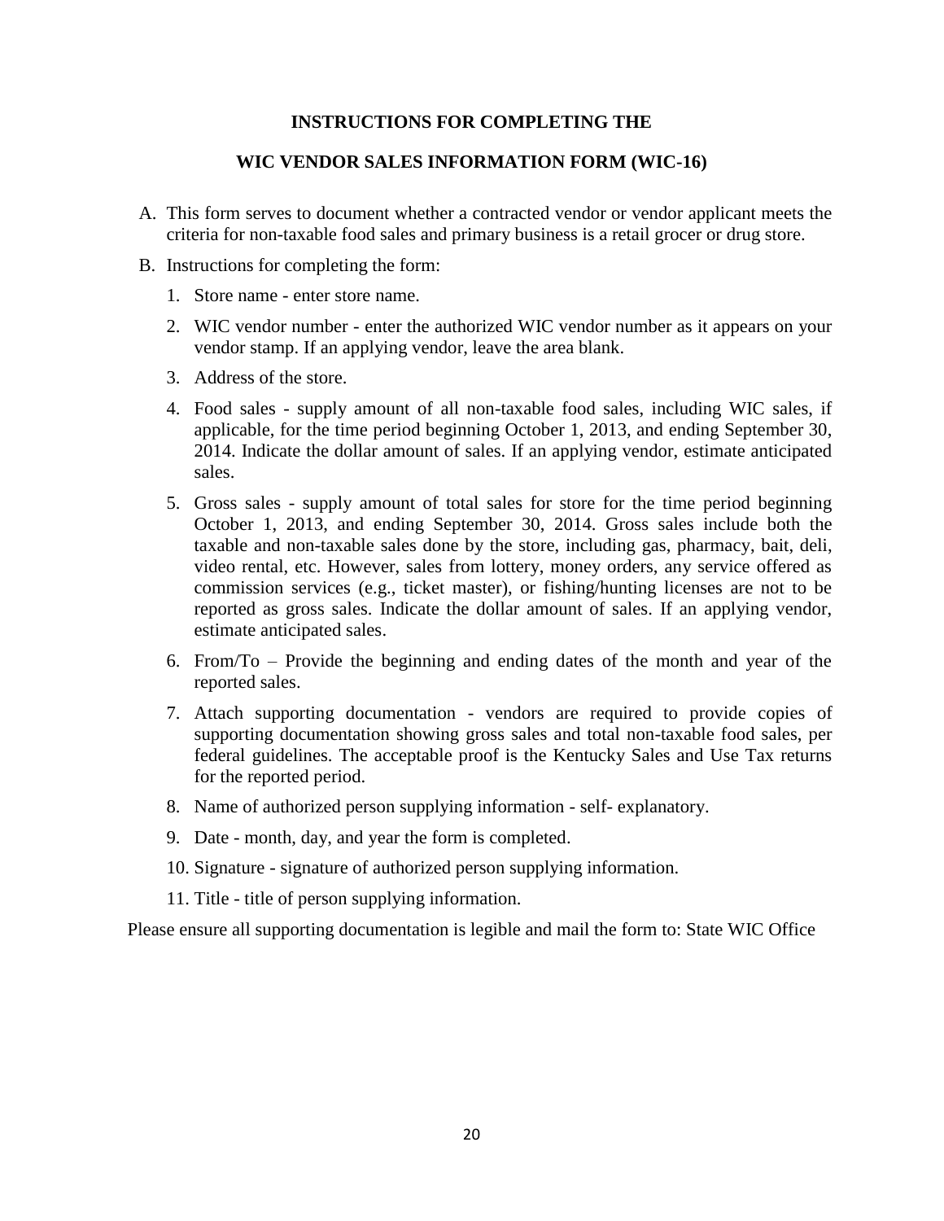# INSTRUCTIONS FOR COMPLETING THE

# WIC VENDOR SALES INFORMATION FORM (WIC-16)

A. This form serves to document whether a contracted vendor or vendor applicant meets the criteria for non-taxable food sales and primary business is a retail grocer or drug store.

B. Instructions for completing the form:

   1. Store name - enter store name.
   2. WIC vendor number - enter the authorized WIC vendor number as it appears on your vendor stamp. If an applying vendor, leave the area blank.
   3. Address of the store.
   4. Food sales - supply amount of all non-taxable food sales, including WIC sales, if applicable, for the time period beginning October 1, 2013, and ending September 30, 2014. Indicate the dollar amount of sales. If an applying vendor, estimate anticipated sales.
   5. Gross sales - supply amount of total sales for store for the time period beginning October 1, 2013, and ending September 30, 2014. Gross sales include both the taxable and non-taxable sales done by the store, including gas, pharmacy, bait, deli, video rental, etc. However, sales from lottery, money orders, any service offered as commission services (e.g., ticket master), or fishing/hunting licenses are not to be reported as gross sales. Indicate the dollar amount of sales. If an applying vendor, estimate anticipated sales.
   6. From/To – Provide the beginning and ending dates of the month and year of the reported sales.
   7. Attach supporting documentation - vendors are required to provide copies of supporting documentation showing gross sales and total non-taxable food sales, per federal guidelines. The acceptable proof is the Kentucky Sales and Use Tax returns for the reported period.
   8. Name of authorized person supplying information - self- explanatory.
   9. Date - month, day, and year the form is completed.
   10. Signature - signature of authorized person supplying information.
   11. Title - title of person supplying information.

Please ensure all supporting documentation is legible and mail the form to: State WIC Office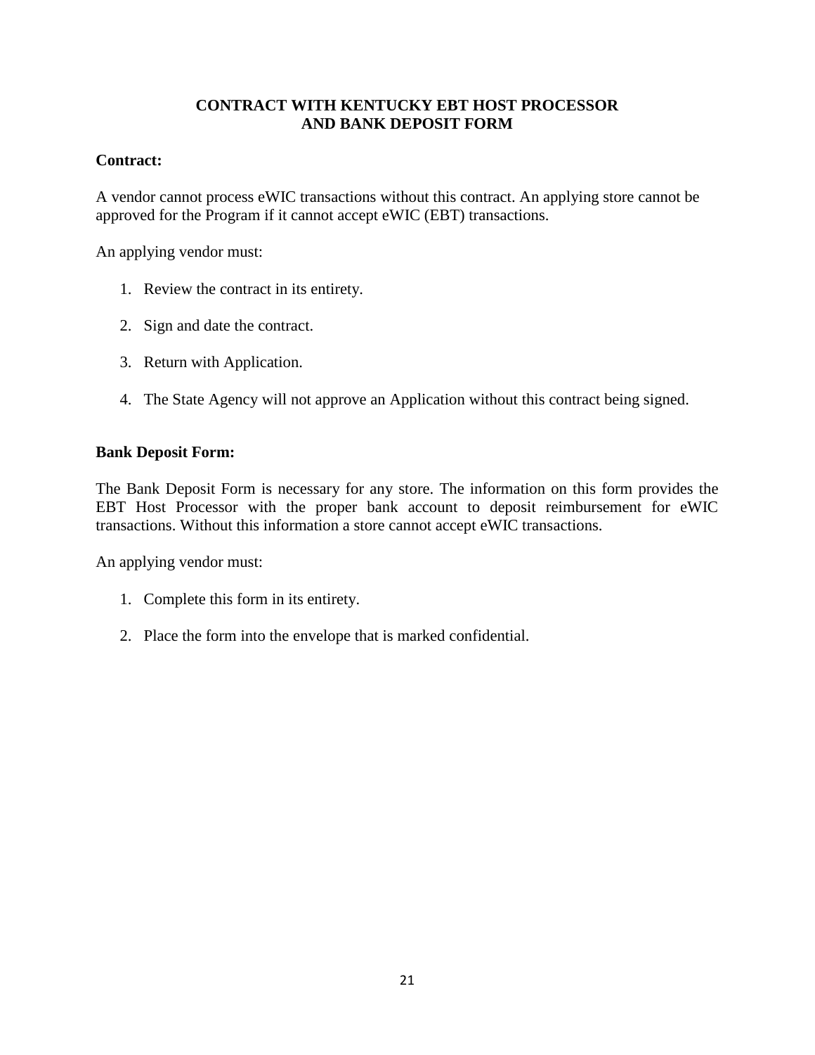# CONTRACT WITH KENTUCKY EBT HOST PROCESSOR AND BANK DEPOSIT FORM

**Contract:**

A vendor cannot process eWIC transactions without this contract. An applying store cannot be approved for the Program if it cannot accept eWIC (EBT) transactions.

An applying vendor must:

1. Review the contract in its entirety.
2. Sign and date the contract.
3. Return with Application.
4. The State Agency will not approve an Application without this contract being signed.

**Bank Deposit Form:**

The Bank Deposit Form is necessary for any store. The information on this form provides the EBT Host Processor with the proper bank account to deposit reimbursement for eWIC transactions. Without this information a store cannot accept eWIC transactions.

An applying vendor must:

1. Complete this form in its entirety.
2. Place the form into the envelope that is marked confidential.